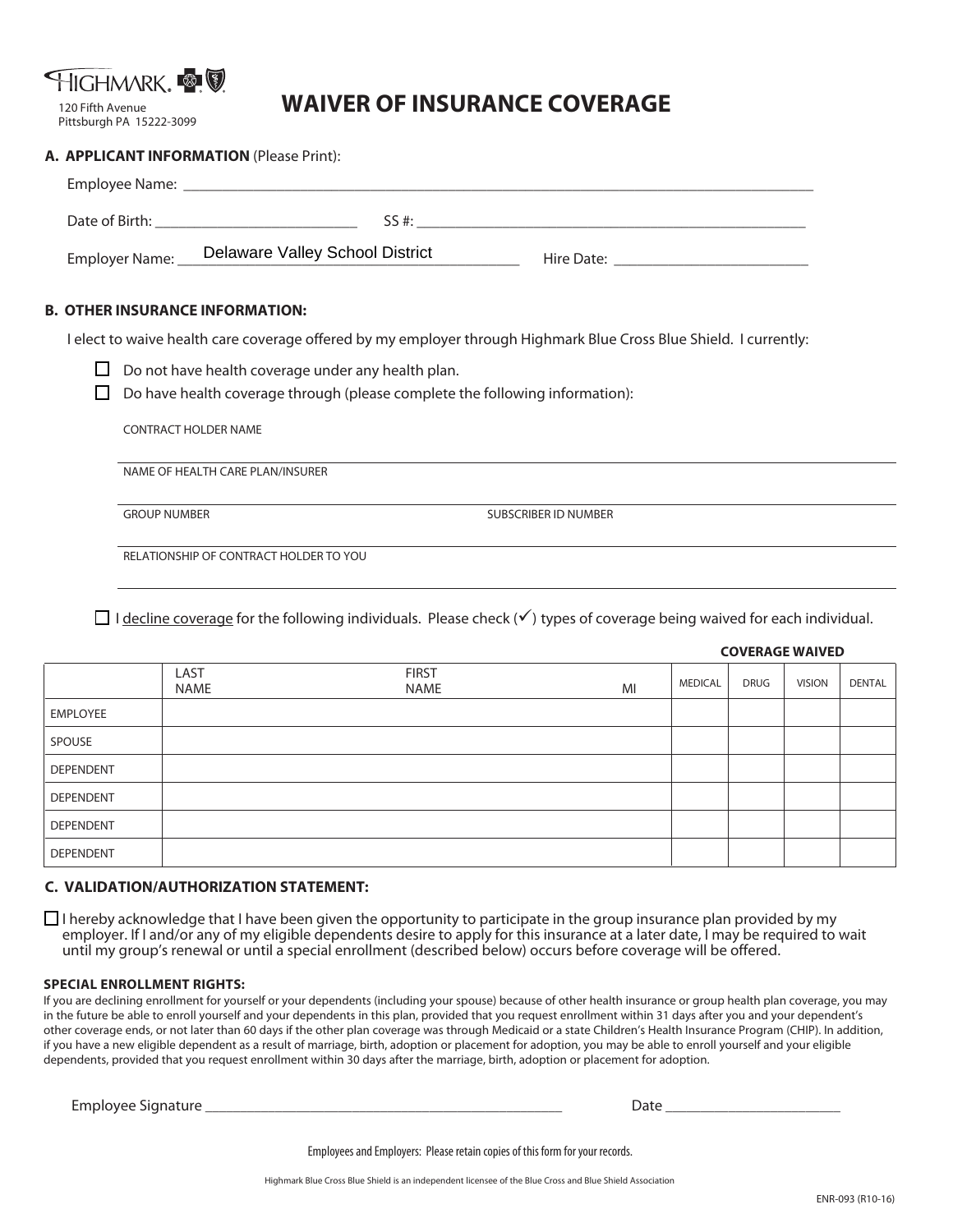HIGHMARK.

120 Fifth Avenue
Pittsburgh PA 15222-3099

# WAIVER OF INSURANCE COVERAGE

## A. APPLICANT INFORMATION (Please Print):

Employee Name: ___________________________________________

Date of Birth: ____________________ SS #: ____________________________________

Employer Name: Delaware Valley School District Hire Date: ____________________

## B. OTHER INSURANCE INFORMATION:

I elect to waive health care coverage offered by my employer through Highmark Blue Cross Blue Shield. I currently:

- ☐ Do not have health coverage under any health plan.
- ☐ Do have health coverage through (please complete the following information):

CONTRACT HOLDER NAME

_______________________________________________

NAME OF HEALTH CARE PLAN/INSURER

_______________________________________________

GROUP NUMBER SUBSCRIBER ID NUMBER

_______________________________________________

RELATIONSHIP OF CONTRACT HOLDER TO YOU

_______________________________________________

☐ I decline coverage for the following individuals. Please check (✓) types of coverage being waived for each individual.

| | LAST NAME | FIRST NAME | MI | COVERAGE WAIVED | | | |
|---|---|---|---|---|---|---|---|
| | | | | MEDICAL | DRUG | VISION | DENTAL |
| EMPLOYEE | | | | | | | |
| SPOUSE | | | | | | | |
| DEPENDENT | | | | | | | |
| DEPENDENT | | | | | | | |
| DEPENDENT | | | | | | | |
| DEPENDENT | | | | | | | |

## C. VALIDATION/AUTHORIZATION STATEMENT:

☐ I hereby acknowledge that I have been given the opportunity to participate in the group insurance plan provided by my employer. If I and/or any of my eligible dependents desire to apply for this insurance at a later date, I may be required to wait until my group's renewal or until a special enrollment (described below) occurs before coverage will be offered.

**SPECIAL ENROLLMENT RIGHTS:**
If you are declining enrollment for yourself or your dependents (including your spouse) because of other health insurance or group health plan coverage, you may in the future be able to enroll yourself and your dependents in this plan, provided that you request enrollment within 31 days after you and your dependent's other coverage ends, or not later than 60 days if the other plan coverage was through Medicaid or a state Children's Health Insurance Program (CHIP). In addition, if you have a new eligible dependent as a result of marriage, birth, adoption or placement for adoption, you may be able to enroll yourself and your eligible dependents, provided that you request enrollment within 30 days after the marriage, birth, adoption or placement for adoption.

Employee Signature ________________________________ Date ____________________

Employees and Employers: Please retain copies of this form for your records.

Highmark Blue Cross Blue Shield is an independent licensee of the Blue Cross and Blue Shield Association

ENR-093 (R10-16)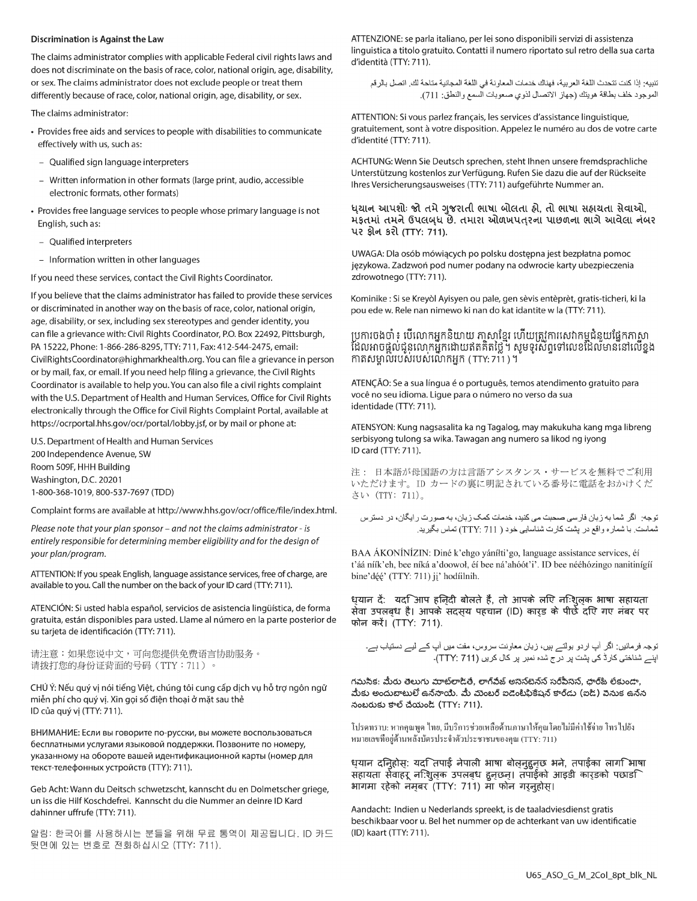**Discrimination is Against the Law**

The claims administrator complies with applicable Federal civil rights laws and does not discriminate on the basis of race, color, national origin, age, disability, or sex. The claims administrator does not exclude people or treat them differently because of race, color, national origin, age, disability, or sex.

The claims administrator:

- Provides free aids and services to people with disabilities to communicate effectively with us, such as:
  - Qualified sign language interpreters
  - Written information in other formats (large print, audio, accessible electronic formats, other formats)
- Provides free language services to people whose primary language is not English, such as:
  - Qualified interpreters
  - Information written in other languages

If you need these services, contact the Civil Rights Coordinator.

If you believe that the claims administrator has failed to provide these services or discriminated in another way on the basis of race, color, national origin, age, disability, or sex, including sex stereotypes and gender identity, you can file a grievance with: Civil Rights Coordinator, P.O. Box 22492, Pittsburgh, PA 15222, Phone: 1-866-286-8295, TTY: 711, Fax: 412-544-2475, email: CivilRightsCoordinator@highmarkhealth.org. You can file a grievance in person or by mail, fax, or email. If you need help filing a grievance, the Civil Rights Coordinator is available to help you. You can also file a civil rights complaint with the U.S. Department of Health and Human Services, Office for Civil Rights electronically through the Office for Civil Rights Complaint Portal, available at https://ocrportal.hhs.gov/ocr/portal/lobby.jsf, or by mail or phone at:

U.S. Department of Health and Human Services
200 Independence Avenue, SW
Room 509F, HHH Building
Washington, D.C. 20201
1-800-368-1019, 800-537-7697 (TDD)

Complaint forms are available at http://www.hhs.gov/ocr/office/file/index.html.

*Please note that your plan sponsor – and not the claims administrator - is entirely responsible for determining member eligibility and for the design of your plan/program.*

ATTENTION: If you speak English, language assistance services, free of charge, are available to you. Call the number on the back of your ID card (TTY: 711).

ATENCIÓN: Si usted habla español, servicios de asistencia lingüística, de forma gratuita, están disponibles para usted. Llame al número en la parte posterior de su tarjeta de identificación (TTY: 711).

请注意：如果您说中文，可向您提供免费语言协助服务。
请拨打您的身份证背面的号码（TTY：711）。

CHÚ Ý: Nếu quý vị nói tiếng Việt, chúng tôi cung cấp dịch vụ hỗ trợ ngôn ngữ miễn phí cho quý vị. Xin gọi số điện thoại ở mặt sau thẻ ID của quý vị (TTY: 711).

ВНИМАНИЕ: Если вы говорите по-русски, вы можете воспользоваться бесплатными услугами языковой поддержки. Позвоните по номеру, указанному на обороте вашей идентификационной карты (номер для текст-телефонных устройств (TTY): 711).

Geb Acht: Wann du Deitsch schwetzscht, kannscht du en Dolmetscher griege, un iss die Hilf Koschdefrei. Kannscht du die Nummer an deinre ID Kard dahinner uffrufe (TTY: 711).

알림: 한국어를 사용하시는 분들을 위해 무료 통역이 제공됩니다. ID 카드 뒷면에 있는 번호로 전화하십시오 (TTY: 711).

ATTENZIONE: se parla italiano, per lei sono disponibili servizi di assistenza linguistica a titolo gratuito. Contatti il numero riportato sul retro della sua carta d'identità (TTY: 711).

تنبيه: إذا كنت تتحدث اللغة العربية، فهناك خدمات المعاونة في اللغة المجانية متاحة لك. اتصل بالرقم الموجود خلف بطاقة هويتك (جهاز الاتصال لذوي صعوبات السمع والنطق: 711).

ATTENTION: Si vous parlez français, les services d'assistance linguistique, gratuitement, sont à votre disposition. Appelez le numéro au dos de votre carte d'identité (TTY: 711).

ACHTUNG: Wenn Sie Deutsch sprechen, steht Ihnen unsere fremdsprachliche Unterstützung kostenlos zur Verfügung. Rufen Sie dazu die auf der Rückseite Ihres Versicherungsausweises (TTY: 711) aufgeführte Nummer an.

ધ્યાન આપશોઃ જો તમે ગુજરાતી ભાષા બોલતા હો, તો ભાષા સહાયતા સેવાઓ, મફતમાં તમને ઉપલબ્ધ છે. તમારા ઓળખપત્રના પાછળના ભાગે આવેલા નંબર પર ફોન કરો (TTY: 711).

UWAGA: Dla osób mówiących po polsku dostępna jest bezpłatna pomoc językowa. Zadzwoń pod numer podany na odwrocie karty ubezpieczenia zdrowotnego (TTY: 711).

Kominike : Si se Kreyòl Ayisyen ou pale, gen sèvis entèprèt, gratis-ticheri, ki la pou ede w. Rele nan nimewo ki nan do kat idantite w la (TTY: 711).

ប្រការចងចាំ៖ បើលោកអ្នកនិយាយ ភាសាខ្មែរ ហើយត្រូវការសេវាកម្មជំនួយផ្នែកភាសា ដែលអាចផ្តល់ជូនលោកអ្នកដោយឥតគិតថ្លៃ។ សូមទូរស័ព្ទទៅលេខដែលមាននៅលើខ្នងកាតសម្គាល់របស់លោកអ្នក (TTY: 711)។

ATENÇÃO: Se a sua língua é o português, temos atendimento gratuito para você no seu idioma. Ligue para o número no verso da sua identidade (TTY: 711).

ATENSYON: Kung nagsasalita ka ng Tagalog, may makukuha kang mga libreng serbisyong tulong sa wika. Tawagan ang numero sa likod ng iyong ID card (TTY: 711).

注：日本語が母国語の方は言語アシスタンス・サービスを無料でご利用いただけます。ID カードの裏に明記されている番号に電話をおかけください（TTY: 711）。

توجه: اگر شما به زبان فارسی صحبت می کنید، خدمات کمک زبان، به صورت رایگان، در دسترس شماست. با شماره واقع در پشت کارت شناسایی خود (TTY: 711) تماس بگیرید.

BAA ÁKONÍNÍZIN: Diné k'ehgo yáníłti'go, language assistance services, éí t'áá níík'eh, bee níká a'doowoł, éí bee ná'ahóót'i'. ID bee nééhózingo nanitinígíí bine'déé' (TTY: 711) jį' hodíílnih.

ध्यान दें: यदि आप हिन्दी बोलते हैं, तो आपके लिए निःशुल्क भाषा सहायता सेवा उपलब्ध है। आपके सदस्य पहचान (ID) कार्ड के पीछे दिए गए नंबर पर फोन करें। (TTY: 711).

توجہ فرمائیں: اگر آپ اردو بولتے ہیں، زبان معاونت سروس، مفت میں آپ کے لیے دستیاب ہے۔ اپنے شناختی کارڈ کی پشت پر درج شدہ نمبر پر کال کریں (TTY: 711)۔

గమనిక: మీరు తెలుగు మాట్లాడితే, లాంగ్వేజ్ అసిస్టెన్స్ సర్వీసెస్, ఛార్జీ లేకుండా, మీకు అందుబాటులో ఉన్నాయి. మీ మెంబర్ ఐడెంటిఫికేషన్ కార్డు (ఐడి) వెనుక ఉన్న నంబరుకు కాల్ చేయండి (TTY: 711).

โปรดทราบ: หากคุณพูด ไทย, มีบริการช่วยเหลือด้านภาษาให้คุณโดยไม่มีค่าใช้จ่าย โทรไปยังหมายเลขที่อยู่ด้านหลังบัตรประจำตัวประชาชนของคุณ (TTY: 711)

ध्यान दिनुहोस्: यदि तपाईं नेपाली भाषा बोल्नुहुन्छ भने, तपाईंका लागि भाषा सहायता सेवाहरू निःशुल्क उपलब्ध हुन्छन्। तपाईंको आइडी कार्डको पछाडि भागमा रहेको नम्बर (TTY: 711) मा फोन गर्नुहोस्।

Aandacht: Indien u Nederlands spreekt, is de taaladviesdienst gratis beschikbaar voor u. Bel het nummer op de achterkant van uw identificatie (ID) kaart (TTY: 711).

U65_ASO_G_M_2Col_8pt_blk_NL